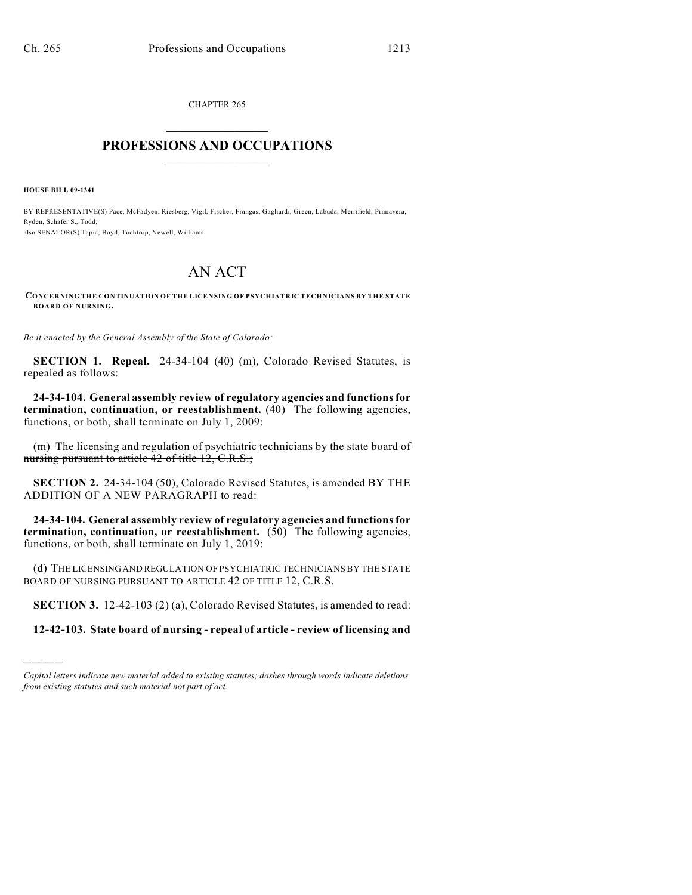CHAPTER 265

## PROFESSIONS AND OCCUPATIONS

**HOUSE BILL 09-1341**

BY REPRESENTATIVE(S) Pace, McFadyen, Riesberg, Vigil, Fischer, Frangas, Gagliardi, Green, Labuda, Merrifield, Primavera, Ryden, Schafer S., Todd;
also SENATOR(S) Tapia, Boyd, Tochtrop, Newell, Williams.

# AN ACT

**CONCERNING THE CONTINUATION OF THE LICENSING OF PSYCHIATRIC TECHNICIANS BY THE STATE BOARD OF NURSING.**

*Be it enacted by the General Assembly of the State of Colorado:*

**SECTION 1. Repeal.** 24-34-104 (40) (m), Colorado Revised Statutes, is repealed as follows:

**24-34-104. General assembly review of regulatory agencies and functions for termination, continuation, or reestablishment.** (40) The following agencies, functions, or both, shall terminate on July 1, 2009:

(m) ~~The licensing and regulation of psychiatric technicians by the state board of nursing pursuant to article 42 of title 12, C.R.S.;~~

**SECTION 2.** 24-34-104 (50), Colorado Revised Statutes, is amended BY THE ADDITION OF A NEW PARAGRAPH to read:

**24-34-104. General assembly review of regulatory agencies and functions for termination, continuation, or reestablishment.** (50) The following agencies, functions, or both, shall terminate on July 1, 2019:

(d) THE LICENSING AND REGULATION OF PSYCHIATRIC TECHNICIANS BY THE STATE BOARD OF NURSING PURSUANT TO ARTICLE 42 OF TITLE 12, C.R.S.

**SECTION 3.** 12-42-103 (2) (a), Colorado Revised Statutes, is amended to read:

**12-42-103. State board of nursing - repeal of article - review of licensing and**

---

*Capital letters indicate new material added to existing statutes; dashes through words indicate deletions from existing statutes and such material not part of act.*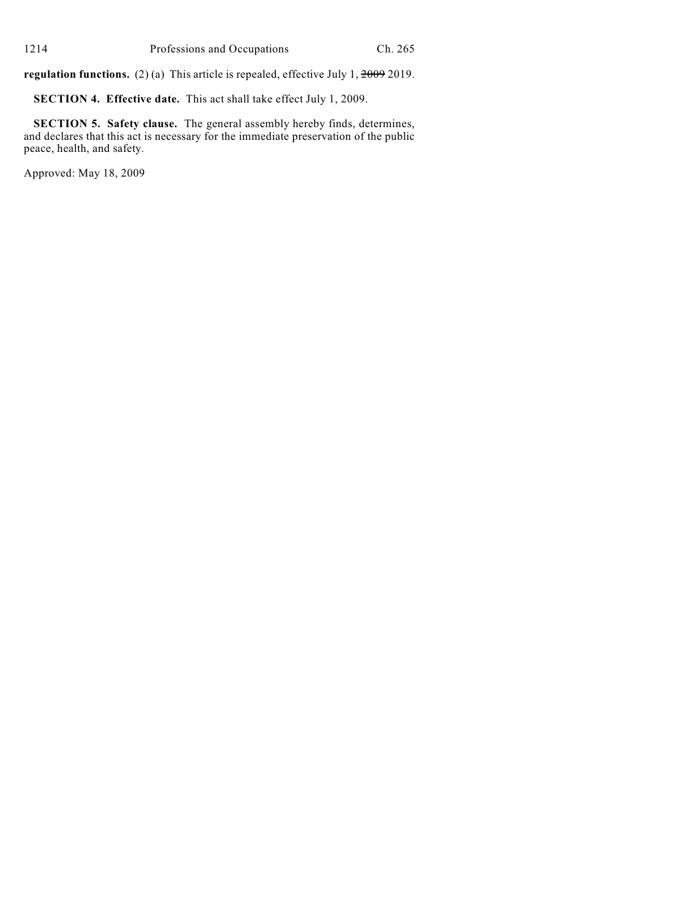**regulation functions.** (2) (a) This article is repealed, effective July 1, ~~2009~~ 2019.

**SECTION 4. Effective date.** This act shall take effect July 1, 2009.

**SECTION 5. Safety clause.** The general assembly hereby finds, determines, and declares that this act is necessary for the immediate preservation of the public peace, health, and safety.

Approved: May 18, 2009